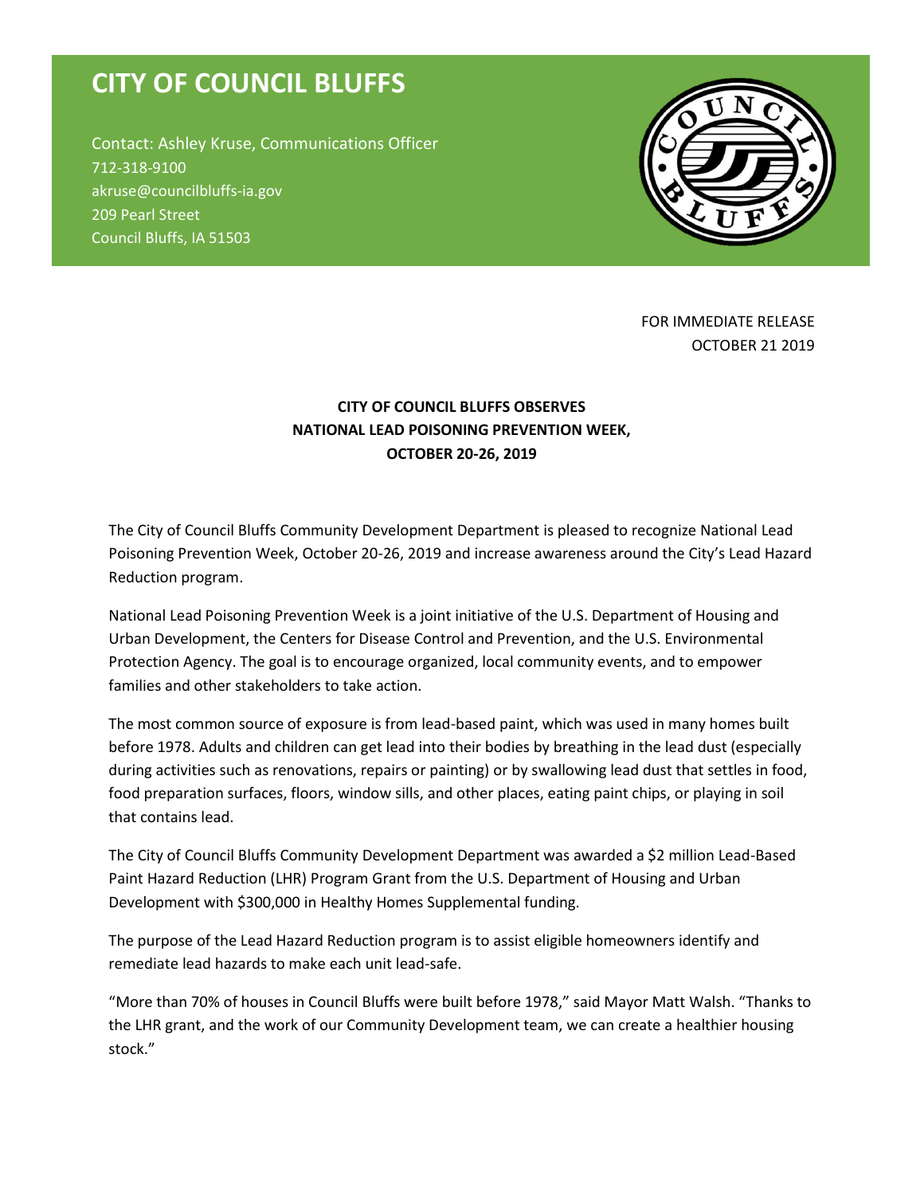# CITY OF COUNCIL BLUFFS

Contact: Ashley Kruse, Communications Officer
712-318-9100
akruse@councilbluffs-ia.gov
209 Pearl Street
Council Bluffs, IA 51503

FOR IMMEDIATE RELEASE
OCTOBER 21 2019

## CITY OF COUNCIL BLUFFS OBSERVES NATIONAL LEAD POISONING PREVENTION WEEK, OCTOBER 20-26, 2019

The City of Council Bluffs Community Development Department is pleased to recognize National Lead Poisoning Prevention Week, October 20-26, 2019 and increase awareness around the City's Lead Hazard Reduction program.

National Lead Poisoning Prevention Week is a joint initiative of the U.S. Department of Housing and Urban Development, the Centers for Disease Control and Prevention, and the U.S. Environmental Protection Agency. The goal is to encourage organized, local community events, and to empower families and other stakeholders to take action.

The most common source of exposure is from lead-based paint, which was used in many homes built before 1978. Adults and children can get lead into their bodies by breathing in the lead dust (especially during activities such as renovations, repairs or painting) or by swallowing lead dust that settles in food, food preparation surfaces, floors, window sills, and other places, eating paint chips, or playing in soil that contains lead.

The City of Council Bluffs Community Development Department was awarded a $2 million Lead-Based Paint Hazard Reduction (LHR) Program Grant from the U.S. Department of Housing and Urban Development with $300,000 in Healthy Homes Supplemental funding.

The purpose of the Lead Hazard Reduction program is to assist eligible homeowners identify and remediate lead hazards to make each unit lead-safe.

"More than 70% of houses in Council Bluffs were built before 1978," said Mayor Matt Walsh. "Thanks to the LHR grant, and the work of our Community Development team, we can create a healthier housing stock."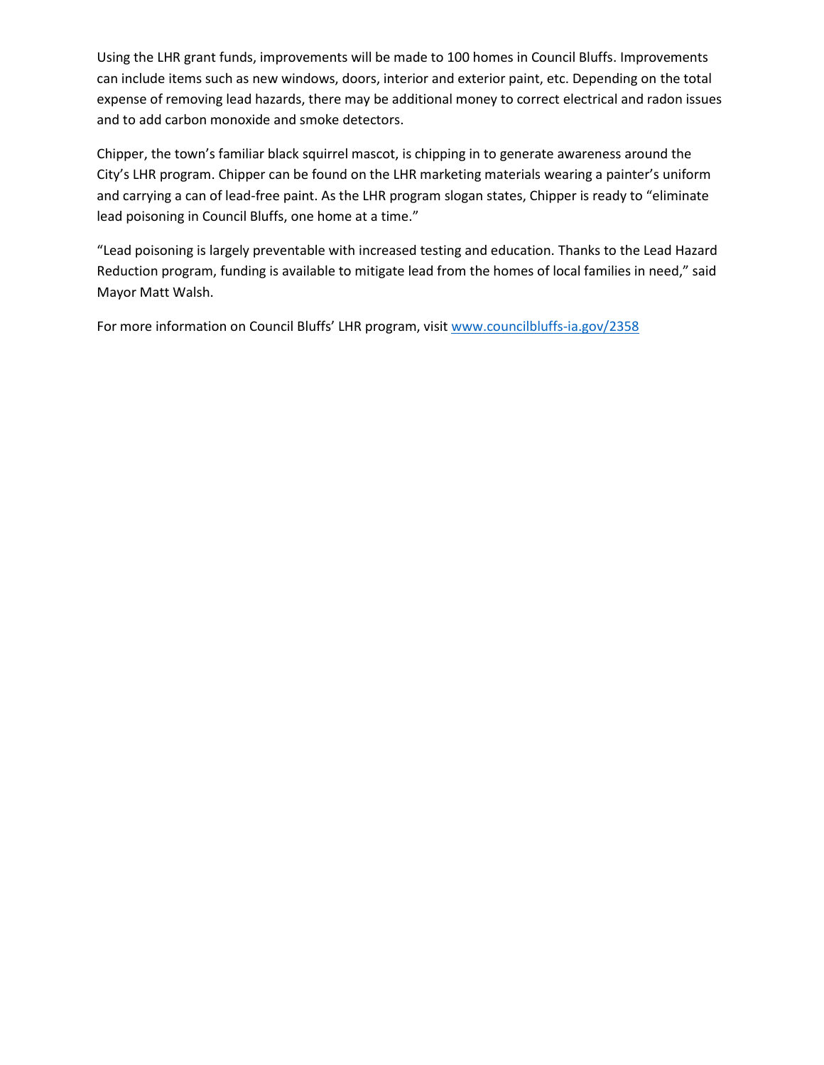Using the LHR grant funds, improvements will be made to 100 homes in Council Bluffs. Improvements can include items such as new windows, doors, interior and exterior paint, etc. Depending on the total expense of removing lead hazards, there may be additional money to correct electrical and radon issues and to add carbon monoxide and smoke detectors.

Chipper, the town's familiar black squirrel mascot, is chipping in to generate awareness around the City's LHR program. Chipper can be found on the LHR marketing materials wearing a painter's uniform and carrying a can of lead-free paint. As the LHR program slogan states, Chipper is ready to "eliminate lead poisoning in Council Bluffs, one home at a time."

"Lead poisoning is largely preventable with increased testing and education. Thanks to the Lead Hazard Reduction program, funding is available to mitigate lead from the homes of local families in need," said Mayor Matt Walsh.

For more information on Council Bluffs' LHR program, visit [www.councilbluffs-ia.gov/2358](http://www.councilbluffs-ia.gov/2358)